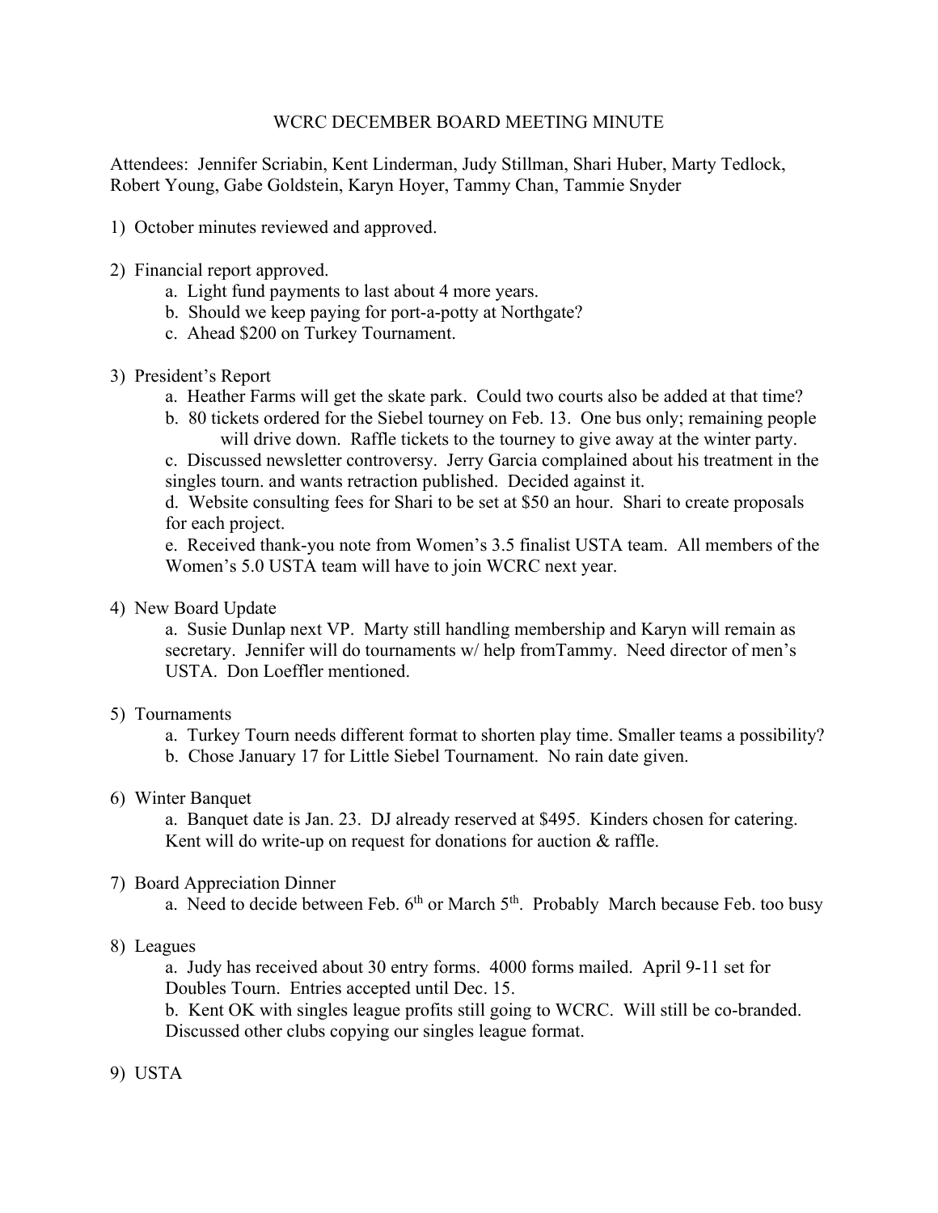# WCRC DECEMBER BOARD MEETING MINUTE

Attendees: Jennifer Scriabin, Kent Linderman, Judy Stillman, Shari Huber, Marty Tedlock, Robert Young, Gabe Goldstein, Karyn Hoyer, Tammy Chan, Tammie Snyder

1) October minutes reviewed and approved.

2) Financial report approved.
   a. Light fund payments to last about 4 more years.
   b. Should we keep paying for port-a-potty at Northgate?
   c. Ahead $200 on Turkey Tournament.

3) President's Report
   a. Heather Farms will get the skate park. Could two courts also be added at that time?
   b. 80 tickets ordered for the Siebel tourney on Feb. 13. One bus only; remaining people will drive down. Raffle tickets to the tourney to give away at the winter party.
   c. Discussed newsletter controversy. Jerry Garcia complained about his treatment in the singles tourn. and wants retraction published. Decided against it.
   d. Website consulting fees for Shari to be set at $50 an hour. Shari to create proposals for each project.
   e. Received thank-you note from Women's 3.5 finalist USTA team. All members of the Women's 5.0 USTA team will have to join WCRC next year.

4) New Board Update
   a. Susie Dunlap next VP. Marty still handling membership and Karyn will remain as secretary. Jennifer will do tournaments w/ help fromTammy. Need director of men's USTA. Don Loeffler mentioned.

5) Tournaments
   a. Turkey Tourn needs different format to shorten play time. Smaller teams a possibility?
   b. Chose January 17 for Little Siebel Tournament. No rain date given.

6) Winter Banquet
   a. Banquet date is Jan. 23. DJ already reserved at $495. Kinders chosen for catering. Kent will do write-up on request for donations for auction & raffle.

7) Board Appreciation Dinner
   a. Need to decide between Feb. 6th or March 5th. Probably March because Feb. too busy

8) Leagues
   a. Judy has received about 30 entry forms. 4000 forms mailed. April 9-11 set for Doubles Tourn. Entries accepted until Dec. 15.
   b. Kent OK with singles league profits still going to WCRC. Will still be co-branded. Discussed other clubs copying our singles league format.

9) USTA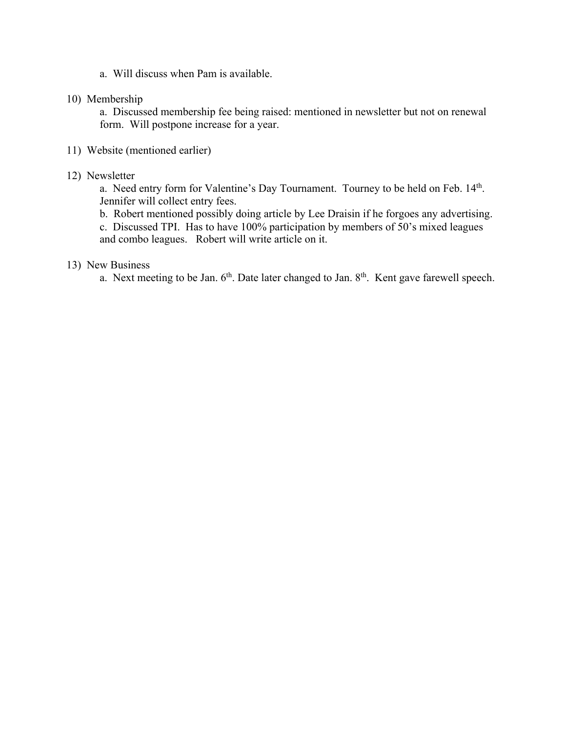a. Will discuss when Pam is available.

10) Membership

a. Discussed membership fee being raised: mentioned in newsletter but not on renewal form. Will postpone increase for a year.

11) Website (mentioned earlier)

12) Newsletter

a. Need entry form for Valentine's Day Tournament. Tourney to be held on Feb. 14th. Jennifer will collect entry fees.

b. Robert mentioned possibly doing article by Lee Draisin if he forgoes any advertising.

c. Discussed TPI. Has to have 100% participation by members of 50's mixed leagues and combo leagues. Robert will write article on it.

13) New Business

a. Next meeting to be Jan. 6th. Date later changed to Jan. 8th. Kent gave farewell speech.